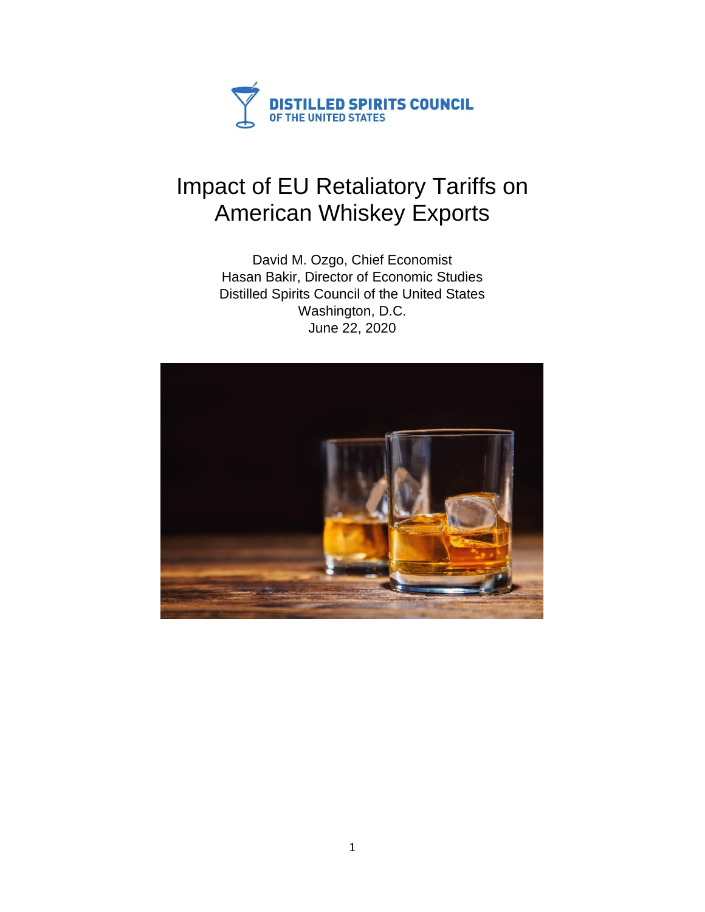DISTILLED SPIRITS COUNCIL
OF THE UNITED STATES

# Impact of EU Retaliatory Tariffs on American Whiskey Exports

David M. Ozgo, Chief Economist
Hasan Bakir, Director of Economic Studies
Distilled Spirits Council of the United States
Washington, D.C.
June 22, 2020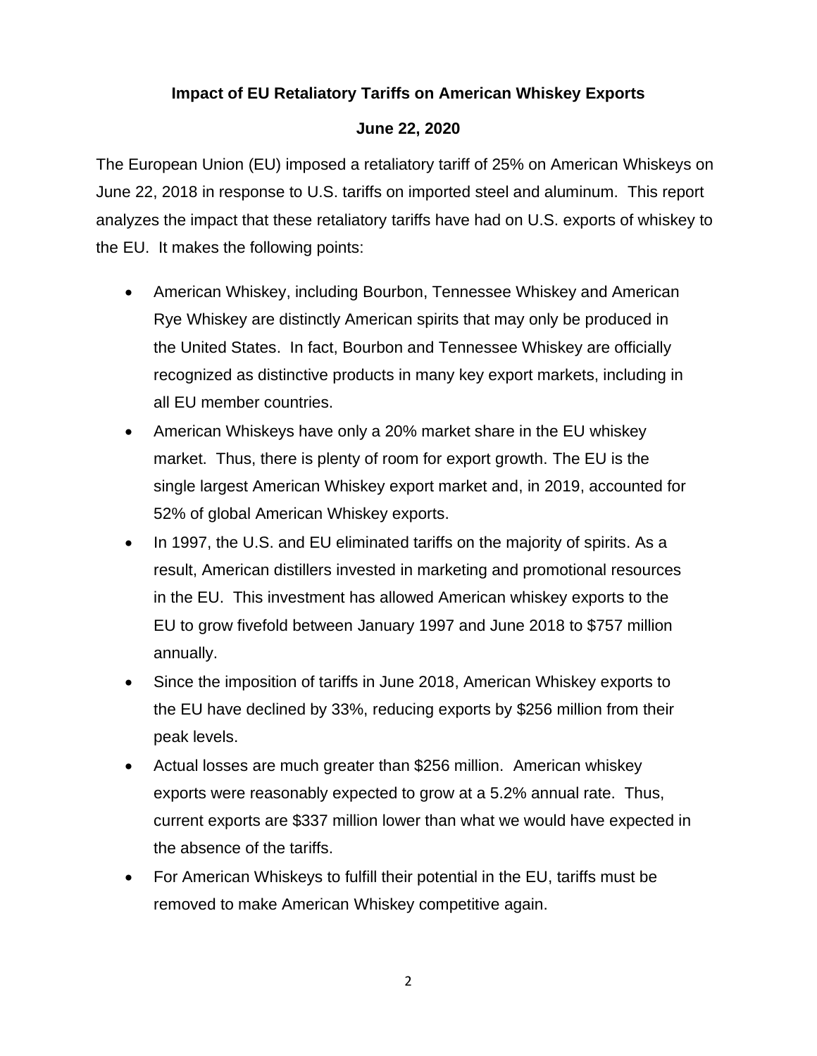**Impact of EU Retaliatory Tariffs on American Whiskey Exports**

**June 22, 2020**

The European Union (EU) imposed a retaliatory tariff of 25% on American Whiskeys on June 22, 2018 in response to U.S. tariffs on imported steel and aluminum. This report analyzes the impact that these retaliatory tariffs have had on U.S. exports of whiskey to the EU. It makes the following points:

- American Whiskey, including Bourbon, Tennessee Whiskey and American Rye Whiskey are distinctly American spirits that may only be produced in the United States. In fact, Bourbon and Tennessee Whiskey are officially recognized as distinctive products in many key export markets, including in all EU member countries.
- American Whiskeys have only a 20% market share in the EU whiskey market. Thus, there is plenty of room for export growth. The EU is the single largest American Whiskey export market and, in 2019, accounted for 52% of global American Whiskey exports.
- In 1997, the U.S. and EU eliminated tariffs on the majority of spirits. As a result, American distillers invested in marketing and promotional resources in the EU. This investment has allowed American whiskey exports to the EU to grow fivefold between January 1997 and June 2018 to $757 million annually.
- Since the imposition of tariffs in June 2018, American Whiskey exports to the EU have declined by 33%, reducing exports by $256 million from their peak levels.
- Actual losses are much greater than $256 million. American whiskey exports were reasonably expected to grow at a 5.2% annual rate. Thus, current exports are $337 million lower than what we would have expected in the absence of the tariffs.
- For American Whiskeys to fulfill their potential in the EU, tariffs must be removed to make American Whiskey competitive again.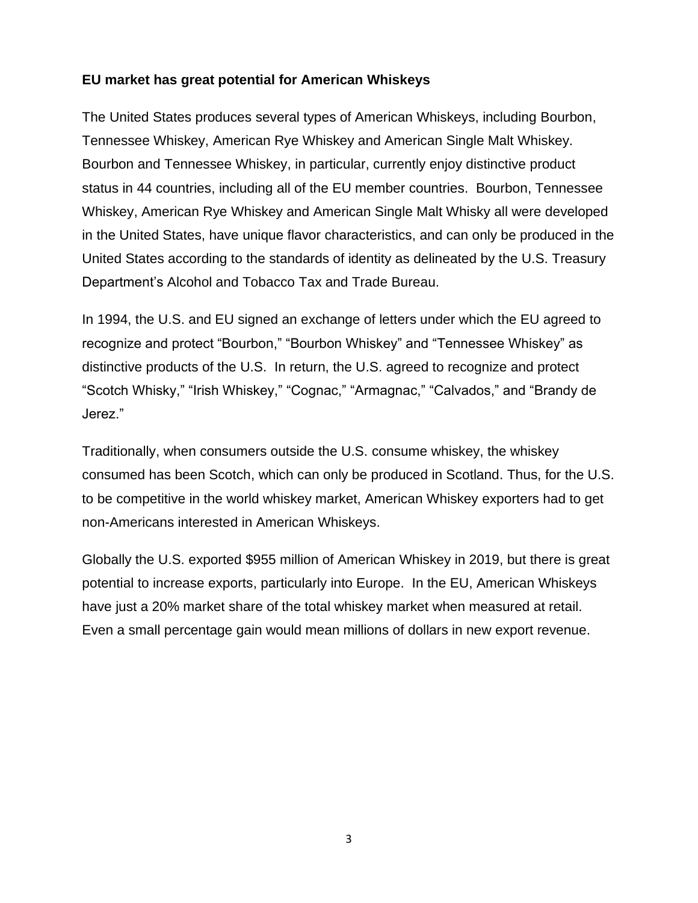**EU market has great potential for American Whiskeys**

The United States produces several types of American Whiskeys, including Bourbon, Tennessee Whiskey, American Rye Whiskey and American Single Malt Whiskey. Bourbon and Tennessee Whiskey, in particular, currently enjoy distinctive product status in 44 countries, including all of the EU member countries. Bourbon, Tennessee Whiskey, American Rye Whiskey and American Single Malt Whisky all were developed in the United States, have unique flavor characteristics, and can only be produced in the United States according to the standards of identity as delineated by the U.S. Treasury Department's Alcohol and Tobacco Tax and Trade Bureau.

In 1994, the U.S. and EU signed an exchange of letters under which the EU agreed to recognize and protect "Bourbon," "Bourbon Whiskey" and "Tennessee Whiskey" as distinctive products of the U.S. In return, the U.S. agreed to recognize and protect "Scotch Whisky," "Irish Whiskey," "Cognac," "Armagnac," "Calvados," and "Brandy de Jerez."

Traditionally, when consumers outside the U.S. consume whiskey, the whiskey consumed has been Scotch, which can only be produced in Scotland. Thus, for the U.S. to be competitive in the world whiskey market, American Whiskey exporters had to get non-Americans interested in American Whiskeys.

Globally the U.S. exported $955 million of American Whiskey in 2019, but there is great potential to increase exports, particularly into Europe. In the EU, American Whiskeys have just a 20% market share of the total whiskey market when measured at retail. Even a small percentage gain would mean millions of dollars in new export revenue.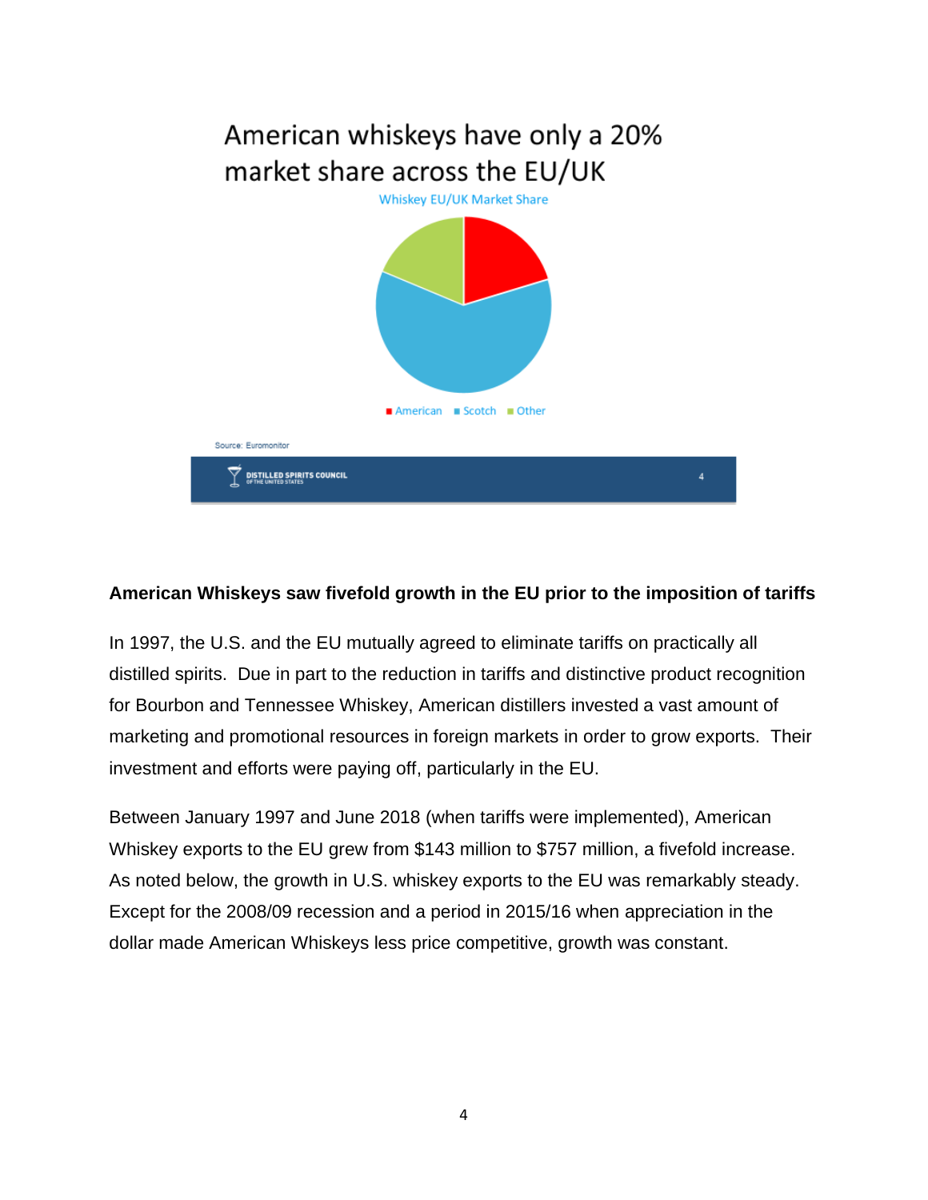American whiskeys have only a 20% market share across the EU/UK

Whiskey EU/UK Market Share

American | Scotch | Other

Source: Euromonitor

**American Whiskeys saw fivefold growth in the EU prior to the imposition of tariffs**

In 1997, the U.S. and the EU mutually agreed to eliminate tariffs on practically all distilled spirits. Due in part to the reduction in tariffs and distinctive product recognition for Bourbon and Tennessee Whiskey, American distillers invested a vast amount of marketing and promotional resources in foreign markets in order to grow exports. Their investment and efforts were paying off, particularly in the EU.

Between January 1997 and June 2018 (when tariffs were implemented), American Whiskey exports to the EU grew from $143 million to $757 million, a fivefold increase. As noted below, the growth in U.S. whiskey exports to the EU was remarkably steady. Except for the 2008/09 recession and a period in 2015/16 when appreciation in the dollar made American Whiskeys less price competitive, growth was constant.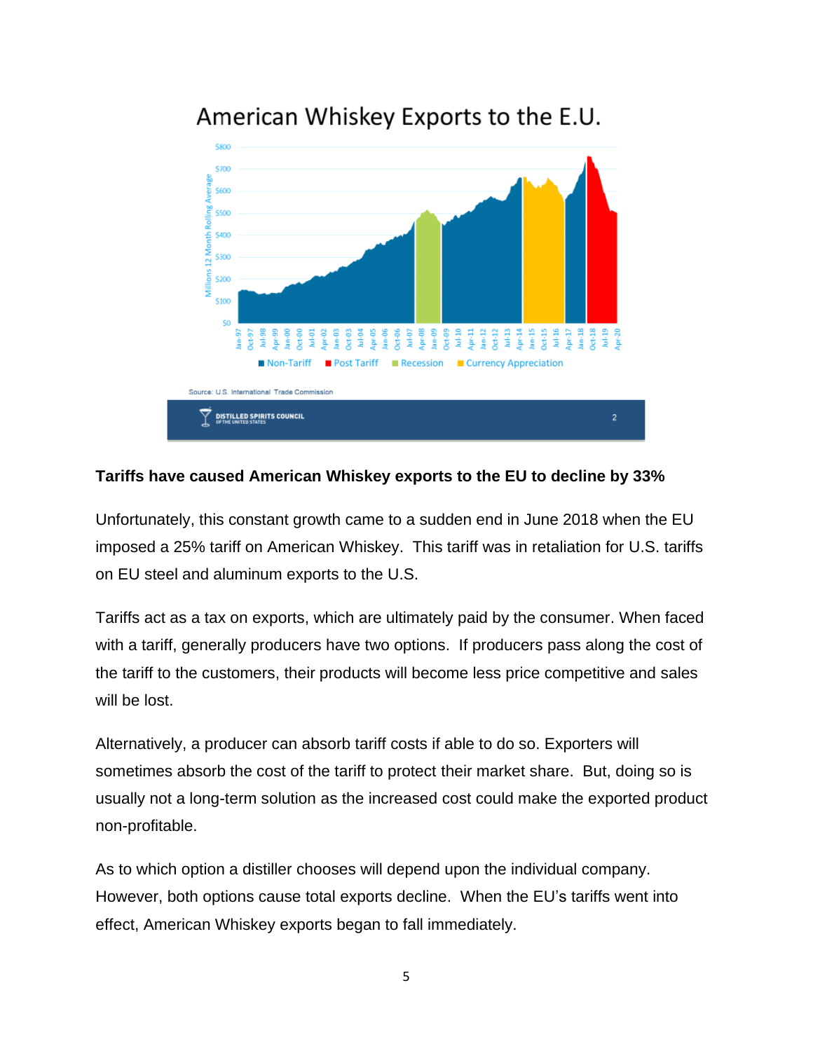## Tariffs have caused American Whiskey exports to the EU to decline by 33%

Unfortunately, this constant growth came to a sudden end in June 2018 when the EU imposed a 25% tariff on American Whiskey. This tariff was in retaliation for U.S. tariffs on EU steel and aluminum exports to the U.S.

Tariffs act as a tax on exports, which are ultimately paid by the consumer. When faced with a tariff, generally producers have two options. If producers pass along the cost of the tariff to the customers, their products will become less price competitive and sales will be lost.

Alternatively, a producer can absorb tariff costs if able to do so. Exporters will sometimes absorb the cost of the tariff to protect their market share. But, doing so is usually not a long-term solution as the increased cost could make the exported product non-profitable.

As to which option a distiller chooses will depend upon the individual company. However, both options cause total exports decline. When the EU's tariffs went into effect, American Whiskey exports began to fall immediately.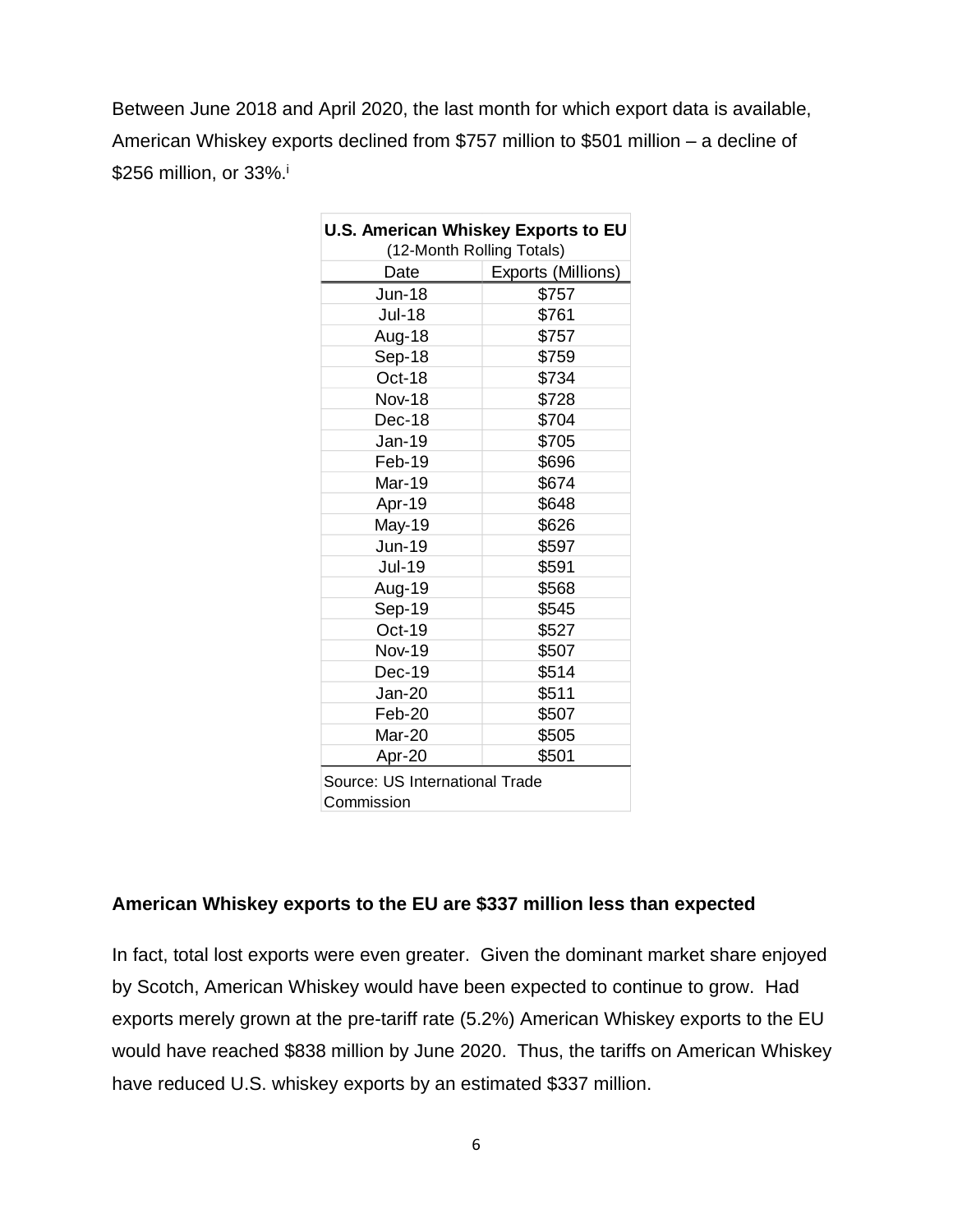Between June 2018 and April 2020, the last month for which export data is available, American Whiskey exports declined from $757 million to $501 million – a decline of $256 million, or 33%.[i]

| **U.S. American Whiskey Exports to EU** (12-Month Rolling Totals) | |
|---|---|
| Date | Exports (Millions) |
| Jun-18 | $757 |
| Jul-18 | $761 |
| Aug-18 | $757 |
| Sep-18 | $759 |
| Oct-18 | $734 |
| Nov-18 | $728 |
| Dec-18 | $704 |
| Jan-19 | $705 |
| Feb-19 | $696 |
| Mar-19 | $674 |
| Apr-19 | $648 |
| May-19 | $626 |
| Jun-19 | $597 |
| Jul-19 | $591 |
| Aug-19 | $568 |
| Sep-19 | $545 |
| Oct-19 | $527 |
| Nov-19 | $507 |
| Dec-19 | $514 |
| Jan-20 | $511 |
| Feb-20 | $507 |
| Mar-20 | $505 |
| Apr-20 | $501 |
| Source: US International Trade Commission | |

**American Whiskey exports to the EU are $337 million less than expected**

In fact, total lost exports were even greater. Given the dominant market share enjoyed by Scotch, American Whiskey would have been expected to continue to grow. Had exports merely grown at the pre-tariff rate (5.2%) American Whiskey exports to the EU would have reached $838 million by June 2020. Thus, the tariffs on American Whiskey have reduced U.S. whiskey exports by an estimated $337 million.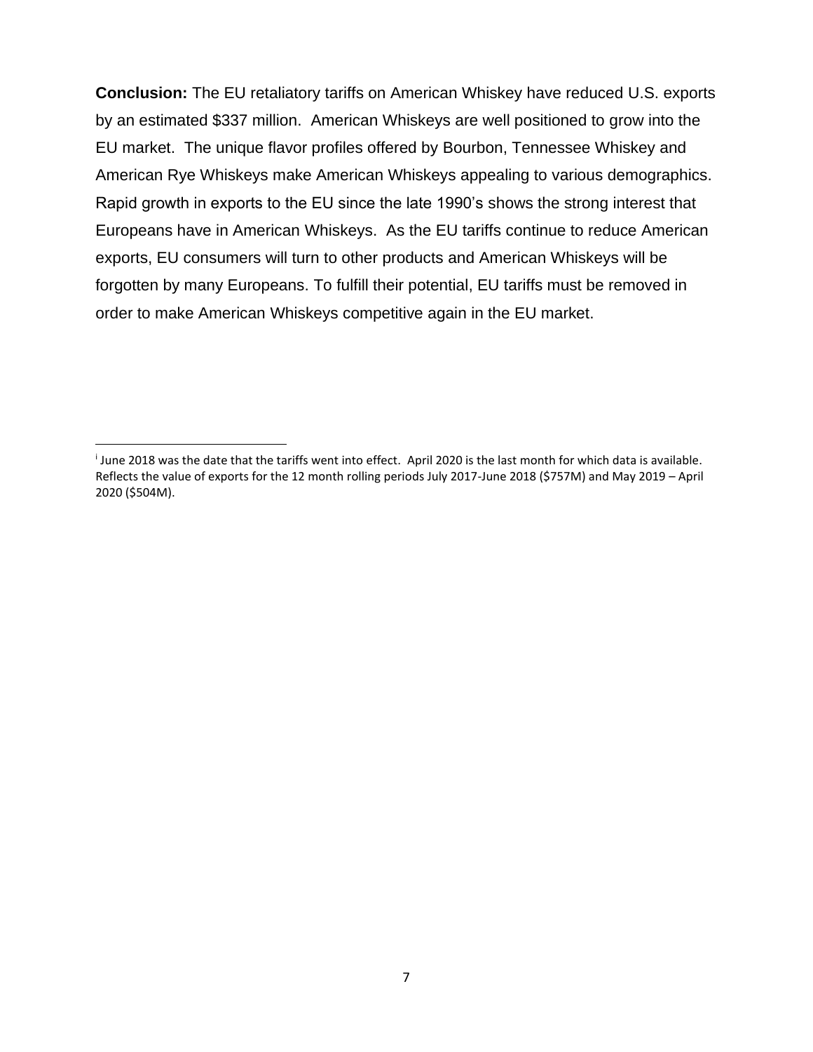**Conclusion:** The EU retaliatory tariffs on American Whiskey have reduced U.S. exports by an estimated $337 million. American Whiskeys are well positioned to grow into the EU market. The unique flavor profiles offered by Bourbon, Tennessee Whiskey and American Rye Whiskeys make American Whiskeys appealing to various demographics. Rapid growth in exports to the EU since the late 1990's shows the strong interest that Europeans have in American Whiskeys. As the EU tariffs continue to reduce American exports, EU consumers will turn to other products and American Whiskeys will be forgotten by many Europeans. To fulfill their potential, EU tariffs must be removed in order to make American Whiskeys competitive again in the EU market.

---

[i] June 2018 was the date that the tariffs went into effect. April 2020 is the last month for which data is available. Reflects the value of exports for the 12 month rolling periods July 2017-June 2018 ($757M) and May 2019 – April 2020 ($504M).